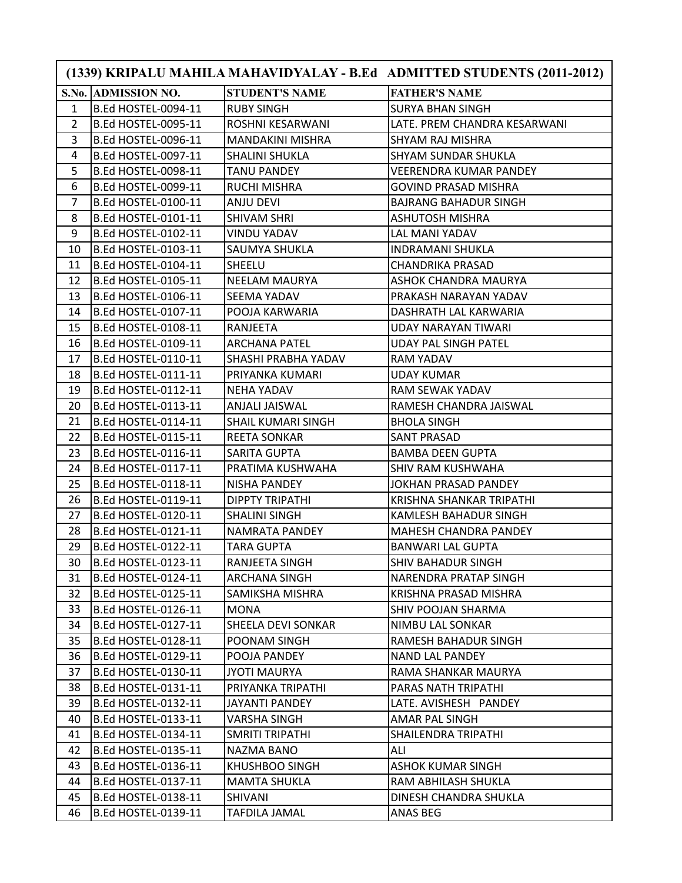| (1339) KRIPALU MAHILA MAHAVIDYALAY - B.Ed ADMITTED STUDENTS (2011-2012) | | | |
|---|---|---|---|
| **S.No.** | **ADMISSION NO.** | **STUDENT'S NAME** | **FATHER'S NAME** |
| 1 | B.Ed HOSTEL-0094-11 | RUBY SINGH | SURYA BHAN SINGH |
| 2 | B.Ed HOSTEL-0095-11 | ROSHNI KESARWANI | LATE. PREM CHANDRA KESARWANI |
| 3 | B.Ed HOSTEL-0096-11 | MANDAKINI MISHRA | SHYAM RAJ MISHRA |
| 4 | B.Ed HOSTEL-0097-11 | SHALINI SHUKLA | SHYAM SUNDAR SHUKLA |
| 5 | B.Ed HOSTEL-0098-11 | TANU PANDEY | VEERENDRA KUMAR PANDEY |
| 6 | B.Ed HOSTEL-0099-11 | RUCHI MISHRA | GOVIND PRASAD MISHRA |
| 7 | B.Ed HOSTEL-0100-11 | ANJU DEVI | BAJRANG BAHADUR SINGH |
| 8 | B.Ed HOSTEL-0101-11 | SHIVAM SHRI | ASHUTOSH MISHRA |
| 9 | B.Ed HOSTEL-0102-11 | VINDU YADAV | LAL MANI YADAV |
| 10 | B.Ed HOSTEL-0103-11 | SAUMYA SHUKLA | INDRAMANI SHUKLA |
| 11 | B.Ed HOSTEL-0104-11 | SHEELU | CHANDRIKA PRASAD |
| 12 | B.Ed HOSTEL-0105-11 | NEELAM MAURYA | ASHOK CHANDRA MAURYA |
| 13 | B.Ed HOSTEL-0106-11 | SEEMA YADAV | PRAKASH NARAYAN YADAV |
| 14 | B.Ed HOSTEL-0107-11 | POOJA KARWARIA | DASHRATH LAL KARWARIA |
| 15 | B.Ed HOSTEL-0108-11 | RANJEETA | UDAY NARAYAN TIWARI |
| 16 | B.Ed HOSTEL-0109-11 | ARCHANA PATEL | UDAY PAL SINGH PATEL |
| 17 | B.Ed HOSTEL-0110-11 | SHASHI PRABHA YADAV | RAM YADAV |
| 18 | B.Ed HOSTEL-0111-11 | PRIYANKA KUMARI | UDAY KUMAR |
| 19 | B.Ed HOSTEL-0112-11 | NEHA YADAV | RAM SEWAK YADAV |
| 20 | B.Ed HOSTEL-0113-11 | ANJALI JAISWAL | RAMESH CHANDRA JAISWAL |
| 21 | B.Ed HOSTEL-0114-11 | SHAIL KUMARI SINGH | BHOLA SINGH |
| 22 | B.Ed HOSTEL-0115-11 | REETA SONKAR | SANT PRASAD |
| 23 | B.Ed HOSTEL-0116-11 | SARITA GUPTA | BAMBA DEEN GUPTA |
| 24 | B.Ed HOSTEL-0117-11 | PRATIMA KUSHWAHA | SHIV RAM KUSHWAHA |
| 25 | B.Ed HOSTEL-0118-11 | NISHA PANDEY | JOKHAN PRASAD PANDEY |
| 26 | B.Ed HOSTEL-0119-11 | DIPPTY TRIPATHI | KRISHNA SHANKAR TRIPATHI |
| 27 | B.Ed HOSTEL-0120-11 | SHALINI SINGH | KAMLESH BAHADUR SINGH |
| 28 | B.Ed HOSTEL-0121-11 | NAMRATA PANDEY | MAHESH CHANDRA PANDEY |
| 29 | B.Ed HOSTEL-0122-11 | TARA GUPTA | BANWARI LAL GUPTA |
| 30 | B.Ed HOSTEL-0123-11 | RANJEETA SINGH | SHIV BAHADUR SINGH |
| 31 | B.Ed HOSTEL-0124-11 | ARCHANA SINGH | NARENDRA PRATAP SINGH |
| 32 | B.Ed HOSTEL-0125-11 | SAMIKSHA MISHRA | KRISHNA PRASAD MISHRA |
| 33 | B.Ed HOSTEL-0126-11 | MONA | SHIV POOJAN SHARMA |
| 34 | B.Ed HOSTEL-0127-11 | SHEELA DEVI SONKAR | NIMBU LAL SONKAR |
| 35 | B.Ed HOSTEL-0128-11 | POONAM SINGH | RAMESH BAHADUR SINGH |
| 36 | B.Ed HOSTEL-0129-11 | POOJA PANDEY | NAND LAL PANDEY |
| 37 | B.Ed HOSTEL-0130-11 | JYOTI MAURYA | RAMA SHANKAR MAURYA |
| 38 | B.Ed HOSTEL-0131-11 | PRIYANKA TRIPATHI | PARAS NATH TRIPATHI |
| 39 | B.Ed HOSTEL-0132-11 | JAYANTI PANDEY | LATE. AVISHESH PANDEY |
| 40 | B.Ed HOSTEL-0133-11 | VARSHA SINGH | AMAR PAL SINGH |
| 41 | B.Ed HOSTEL-0134-11 | SMRITI TRIPATHI | SHAILENDRA TRIPATHI |
| 42 | B.Ed HOSTEL-0135-11 | NAZMA BANO | ALI |
| 43 | B.Ed HOSTEL-0136-11 | KHUSHBOO SINGH | ASHOK KUMAR SINGH |
| 44 | B.Ed HOSTEL-0137-11 | MAMTA SHUKLA | RAM ABHILASH SHUKLA |
| 45 | B.Ed HOSTEL-0138-11 | SHIVANI | DINESH CHANDRA SHUKLA |
| 46 | B.Ed HOSTEL-0139-11 | TAFDILA JAMAL | ANAS BEG |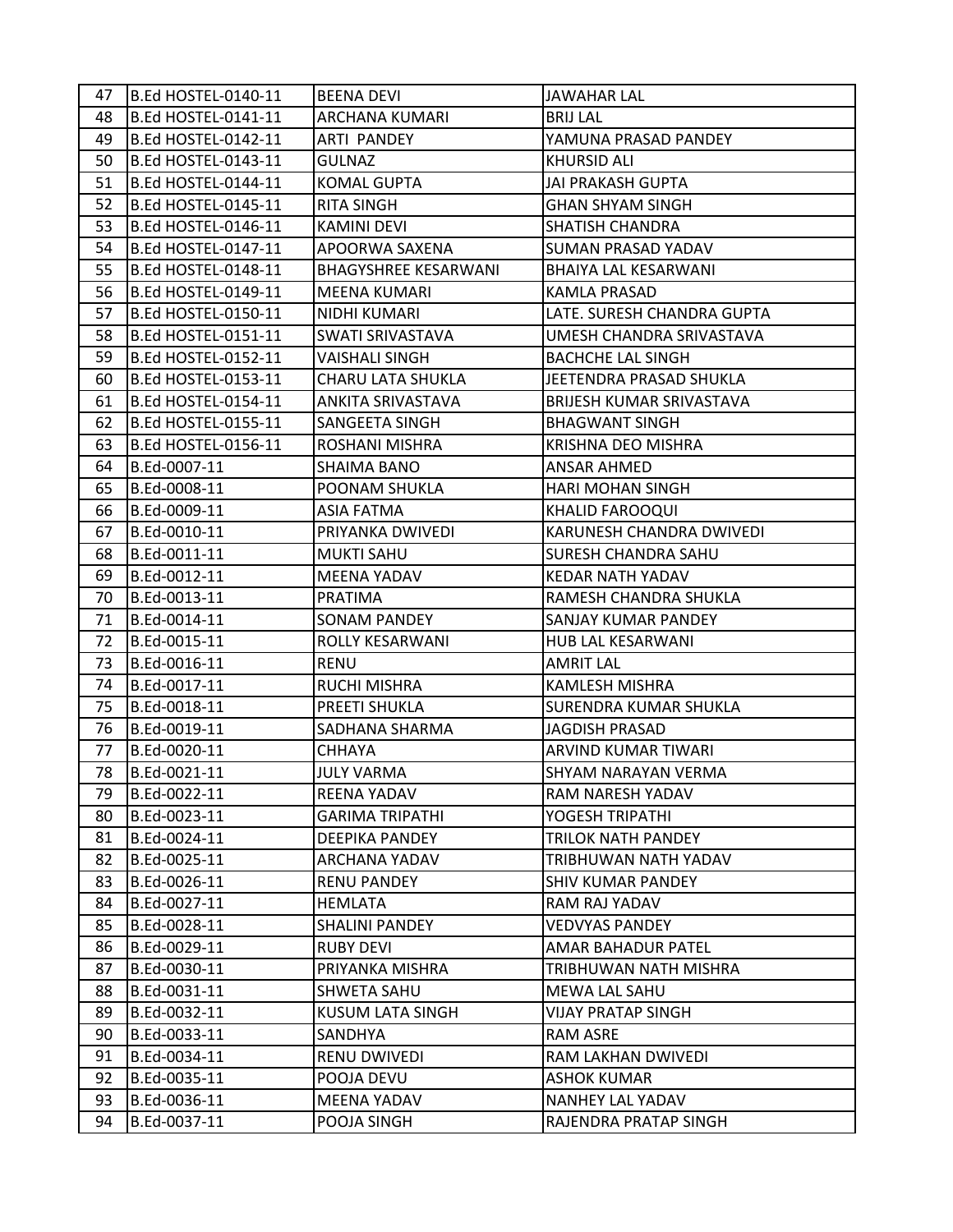| 47 | B.Ed HOSTEL-0140-11 | BEENA DEVI | JAWAHAR LAL |
|---|---|---|---|
| 48 | B.Ed HOSTEL-0141-11 | ARCHANA KUMARI | BRIJ LAL |
| 49 | B.Ed HOSTEL-0142-11 | ARTI PANDEY | YAMUNA PRASAD PANDEY |
| 50 | B.Ed HOSTEL-0143-11 | GULNAZ | KHURSID ALI |
| 51 | B.Ed HOSTEL-0144-11 | KOMAL GUPTA | JAI PRAKASH GUPTA |
| 52 | B.Ed HOSTEL-0145-11 | RITA SINGH | GHAN SHYAM SINGH |
| 53 | B.Ed HOSTEL-0146-11 | KAMINI DEVI | SHATISH CHANDRA |
| 54 | B.Ed HOSTEL-0147-11 | APOORWA SAXENA | SUMAN PRASAD YADAV |
| 55 | B.Ed HOSTEL-0148-11 | BHAGYSHREE KESARWANI | BHAIYA LAL KESARWANI |
| 56 | B.Ed HOSTEL-0149-11 | MEENA KUMARI | KAMLA PRASAD |
| 57 | B.Ed HOSTEL-0150-11 | NIDHI KUMARI | LATE. SURESH CHANDRA GUPTA |
| 58 | B.Ed HOSTEL-0151-11 | SWATI SRIVASTAVA | UMESH CHANDRA SRIVASTAVA |
| 59 | B.Ed HOSTEL-0152-11 | VAISHALI SINGH | BACHCHE LAL SINGH |
| 60 | B.Ed HOSTEL-0153-11 | CHARU LATA SHUKLA | JEETENDRA PRASAD SHUKLA |
| 61 | B.Ed HOSTEL-0154-11 | ANKITA SRIVASTAVA | BRIJESH KUMAR SRIVASTAVA |
| 62 | B.Ed HOSTEL-0155-11 | SANGEETA SINGH | BHAGWANT SINGH |
| 63 | B.Ed HOSTEL-0156-11 | ROSHANI MISHRA | KRISHNA DEO MISHRA |
| 64 | B.Ed-0007-11 | SHAIMA BANO | ANSAR AHMED |
| 65 | B.Ed-0008-11 | POONAM SHUKLA | HARI MOHAN SINGH |
| 66 | B.Ed-0009-11 | ASIA FATMA | KHALID FAROOQUI |
| 67 | B.Ed-0010-11 | PRIYANKA DWIVEDI | KARUNESH CHANDRA DWIVEDI |
| 68 | B.Ed-0011-11 | MUKTI SAHU | SURESH CHANDRA SAHU |
| 69 | B.Ed-0012-11 | MEENA YADAV | KEDAR NATH YADAV |
| 70 | B.Ed-0013-11 | PRATIMA | RAMESH CHANDRA SHUKLA |
| 71 | B.Ed-0014-11 | SONAM PANDEY | SANJAY KUMAR PANDEY |
| 72 | B.Ed-0015-11 | ROLLY KESARWANI | HUB LAL KESARWANI |
| 73 | B.Ed-0016-11 | RENU | AMRIT LAL |
| 74 | B.Ed-0017-11 | RUCHI MISHRA | KAMLESH MISHRA |
| 75 | B.Ed-0018-11 | PREETI SHUKLA | SURENDRA KUMAR SHUKLA |
| 76 | B.Ed-0019-11 | SADHANA SHARMA | JAGDISH PRASAD |
| 77 | B.Ed-0020-11 | CHHAYA | ARVIND KUMAR TIWARI |
| 78 | B.Ed-0021-11 | JULY VARMA | SHYAM NARAYAN VERMA |
| 79 | B.Ed-0022-11 | REENA YADAV | RAM NARESH YADAV |
| 80 | B.Ed-0023-11 | GARIMA TRIPATHI | YOGESH TRIPATHI |
| 81 | B.Ed-0024-11 | DEEPIKA PANDEY | TRILOK NATH PANDEY |
| 82 | B.Ed-0025-11 | ARCHANA YADAV | TRIBHUWAN NATH YADAV |
| 83 | B.Ed-0026-11 | RENU PANDEY | SHIV KUMAR PANDEY |
| 84 | B.Ed-0027-11 | HEMLATA | RAM RAJ YADAV |
| 85 | B.Ed-0028-11 | SHALINI PANDEY | VEDVYAS PANDEY |
| 86 | B.Ed-0029-11 | RUBY DEVI | AMAR BAHADUR PATEL |
| 87 | B.Ed-0030-11 | PRIYANKA MISHRA | TRIBHUWAN NATH MISHRA |
| 88 | B.Ed-0031-11 | SHWETA SAHU | MEWA LAL SAHU |
| 89 | B.Ed-0032-11 | KUSUM LATA SINGH | VIJAY PRATAP SINGH |
| 90 | B.Ed-0033-11 | SANDHYA | RAM ASRE |
| 91 | B.Ed-0034-11 | RENU DWIVEDI | RAM LAKHAN DWIVEDI |
| 92 | B.Ed-0035-11 | POOJA DEVU | ASHOK KUMAR |
| 93 | B.Ed-0036-11 | MEENA YADAV | NANHEY LAL YADAV |
| 94 | B.Ed-0037-11 | POOJA SINGH | RAJENDRA PRATAP SINGH |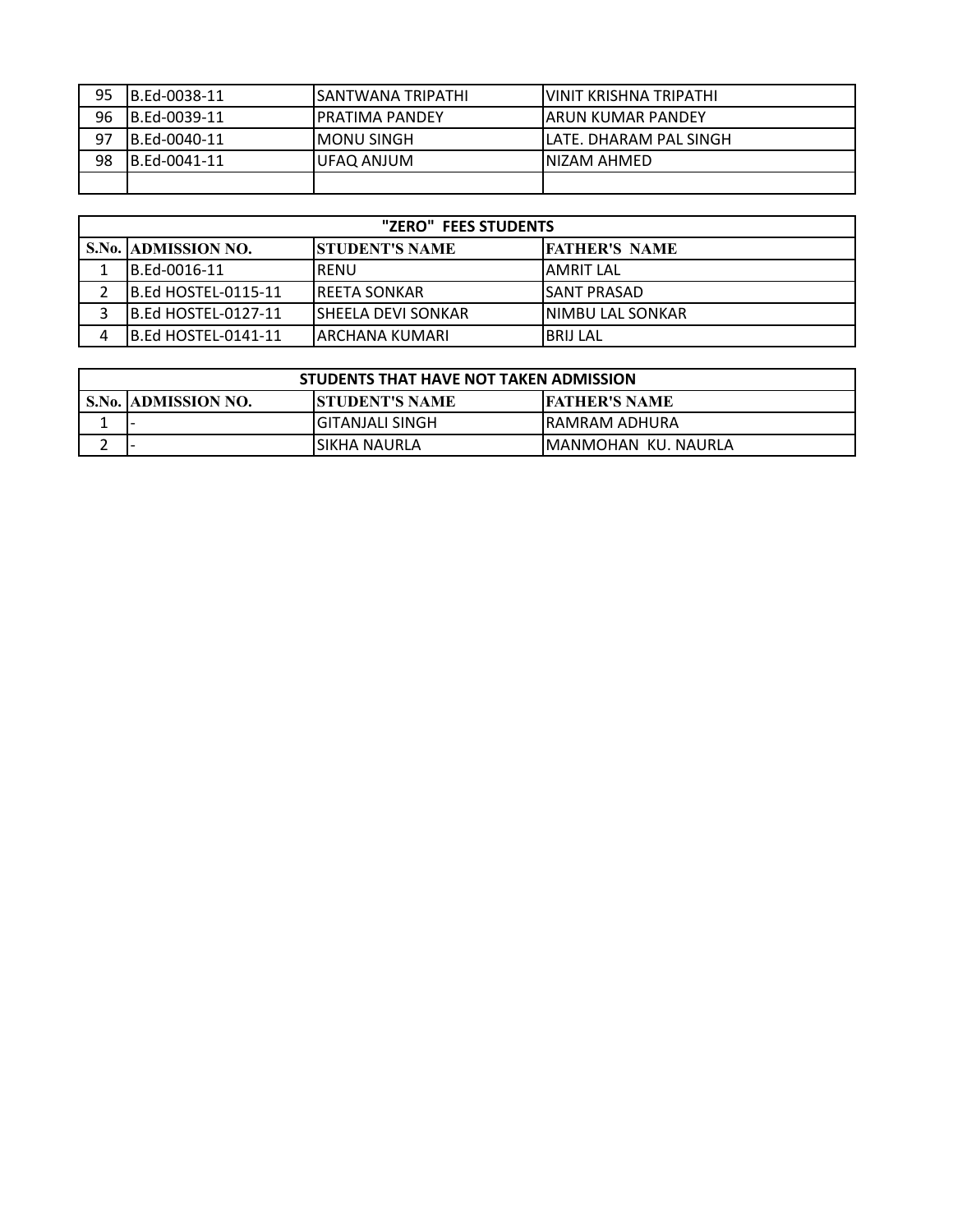| | | | |
|---|---|---|---|
| 95 | B.Ed-0038-11 | SANTWANA TRIPATHI | VINIT KRISHNA TRIPATHI |
| 96 | B.Ed-0039-11 | PRATIMA PANDEY | ARUN KUMAR PANDEY |
| 97 | B.Ed-0040-11 | MONU SINGH | LATE. DHARAM PAL SINGH |
| 98 | B.Ed-0041-11 | UFAQ ANJUM | NIZAM AHMED |
| | | | |

| "ZERO" FEES STUDENTS | | | |
|---|---|---|---|
| **S.No.** | **ADMISSION NO.** | **STUDENT'S NAME** | **FATHER'S NAME** |
| 1 | B.Ed-0016-11 | RENU | AMRIT LAL |
| 2 | B.Ed HOSTEL-0115-11 | REETA SONKAR | SANT PRASAD |
| 3 | B.Ed HOSTEL-0127-11 | SHEELA DEVI SONKAR | NIMBU LAL SONKAR |
| 4 | B.Ed HOSTEL-0141-11 | ARCHANA KUMARI | BRIJ LAL |

| STUDENTS THAT HAVE NOT TAKEN ADMISSION | | | |
|---|---|---|---|
| **S.No.** | **ADMISSION NO.** | **STUDENT'S NAME** | **FATHER'S NAME** |
| 1 | - | GITANJALI SINGH | RAMRAM ADHURA |
| 2 | - | SIKHA NAURLA | MANMOHAN KU. NAURLA |